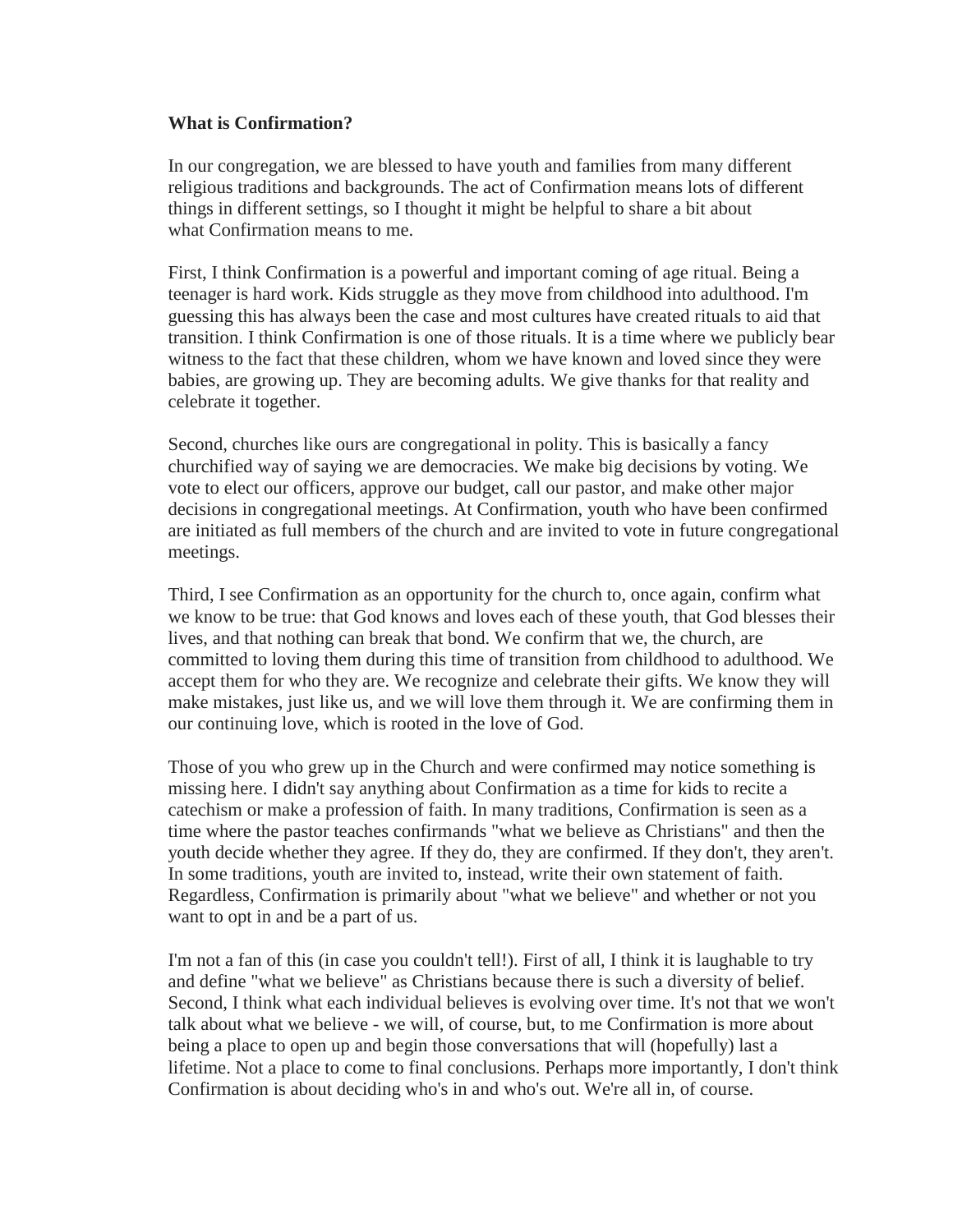**What is Confirmation?**

In our congregation, we are blessed to have youth and families from many different religious traditions and backgrounds. The act of Confirmation means lots of different things in different settings, so I thought it might be helpful to share a bit about what Confirmation means to me.

First, I think Confirmation is a powerful and important coming of age ritual. Being a teenager is hard work. Kids struggle as they move from childhood into adulthood. I'm guessing this has always been the case and most cultures have created rituals to aid that transition. I think Confirmation is one of those rituals. It is a time where we publicly bear witness to the fact that these children, whom we have known and loved since they were babies, are growing up. They are becoming adults. We give thanks for that reality and celebrate it together.

Second, churches like ours are congregational in polity. This is basically a fancy churchified way of saying we are democracies. We make big decisions by voting. We vote to elect our officers, approve our budget, call our pastor, and make other major decisions in congregational meetings. At Confirmation, youth who have been confirmed are initiated as full members of the church and are invited to vote in future congregational meetings.

Third, I see Confirmation as an opportunity for the church to, once again, confirm what we know to be true: that God knows and loves each of these youth, that God blesses their lives, and that nothing can break that bond. We confirm that we, the church, are committed to loving them during this time of transition from childhood to adulthood. We accept them for who they are. We recognize and celebrate their gifts. We know they will make mistakes, just like us, and we will love them through it. We are confirming them in our continuing love, which is rooted in the love of God.

Those of you who grew up in the Church and were confirmed may notice something is missing here. I didn't say anything about Confirmation as a time for kids to recite a catechism or make a profession of faith. In many traditions, Confirmation is seen as a time where the pastor teaches confirmands "what we believe as Christians" and then the youth decide whether they agree. If they do, they are confirmed. If they don't, they aren't. In some traditions, youth are invited to, instead, write their own statement of faith. Regardless, Confirmation is primarily about "what we believe" and whether or not you want to opt in and be a part of us.

I'm not a fan of this (in case you couldn't tell!). First of all, I think it is laughable to try and define "what we believe" as Christians because there is such a diversity of belief. Second, I think what each individual believes is evolving over time. It's not that we won't talk about what we believe - we will, of course, but, to me Confirmation is more about being a place to open up and begin those conversations that will (hopefully) last a lifetime. Not a place to come to final conclusions. Perhaps more importantly, I don't think Confirmation is about deciding who's in and who's out. We're all in, of course.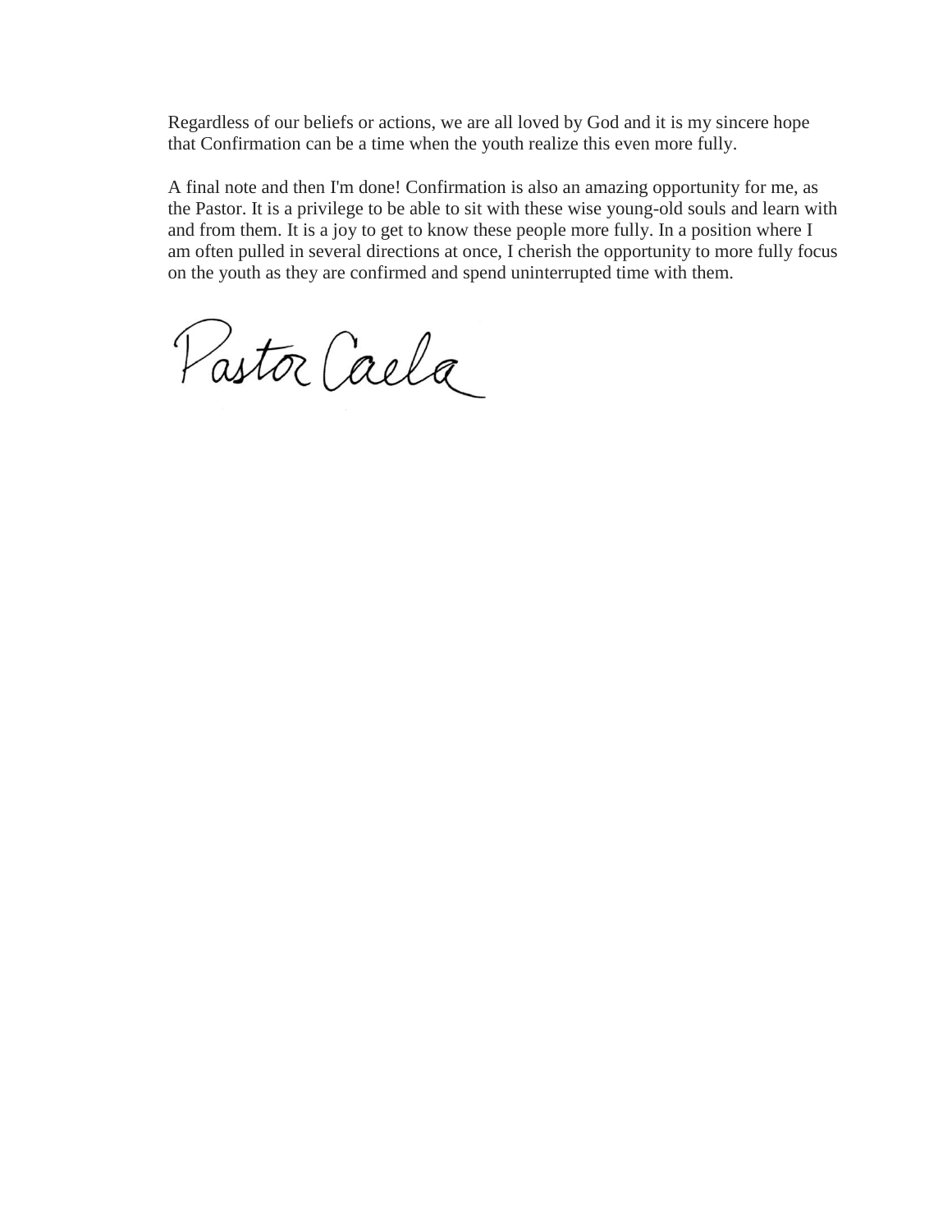Regardless of our beliefs or actions, we are all loved by God and it is my sincere hope that Confirmation can be a time when the youth realize this even more fully.

A final note and then I'm done! Confirmation is also an amazing opportunity for me, as the Pastor. It is a privilege to be able to sit with these wise young-old souls and learn with and from them. It is a joy to get to know these people more fully. In a position where I am often pulled in several directions at once, I cherish the opportunity to more fully focus on the youth as they are confirmed and spend uninterrupted time with them.

Pastor Carla